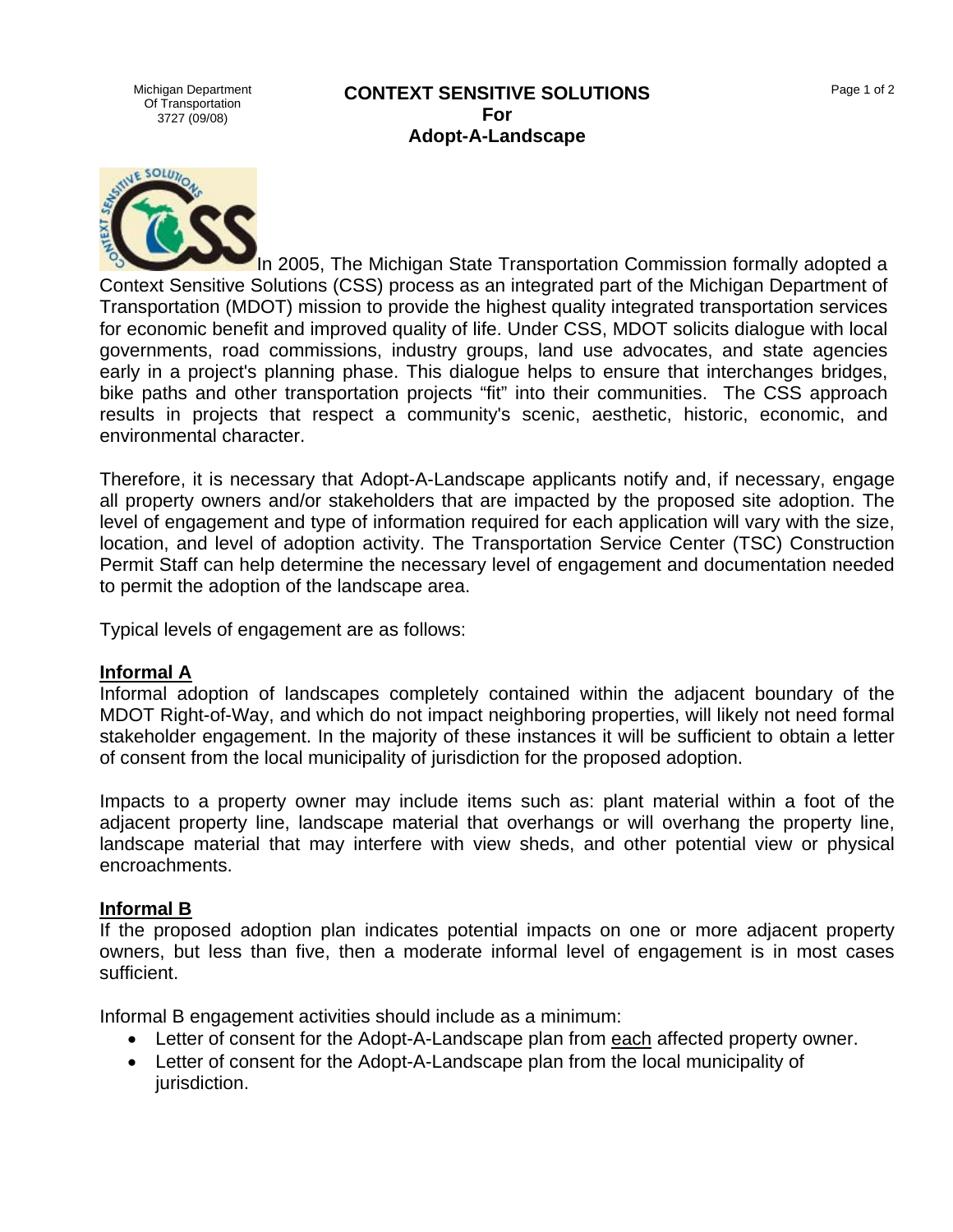Michigan Department
Of Transportation
3727 (09/08)

# CONTEXT SENSITIVE SOLUTIONS
# For
# Adopt-A-Landscape

In 2005, The Michigan State Transportation Commission formally adopted a Context Sensitive Solutions (CSS) process as an integrated part of the Michigan Department of Transportation (MDOT) mission to provide the highest quality integrated transportation services for economic benefit and improved quality of life. Under CSS, MDOT solicits dialogue with local governments, road commissions, industry groups, land use advocates, and state agencies early in a project's planning phase. This dialogue helps to ensure that interchanges bridges, bike paths and other transportation projects "fit" into their communities. The CSS approach results in projects that respect a community's scenic, aesthetic, historic, economic, and environmental character.

Therefore, it is necessary that Adopt-A-Landscape applicants notify and, if necessary, engage all property owners and/or stakeholders that are impacted by the proposed site adoption. The level of engagement and type of information required for each application will vary with the size, location, and level of adoption activity. The Transportation Service Center (TSC) Construction Permit Staff can help determine the necessary level of engagement and documentation needed to permit the adoption of the landscape area.

Typical levels of engagement are as follows:

## Informal A

Informal adoption of landscapes completely contained within the adjacent boundary of the MDOT Right-of-Way, and which do not impact neighboring properties, will likely not need formal stakeholder engagement. In the majority of these instances it will be sufficient to obtain a letter of consent from the local municipality of jurisdiction for the proposed adoption.

Impacts to a property owner may include items such as: plant material within a foot of the adjacent property line, landscape material that overhangs or will overhang the property line, landscape material that may interfere with view sheds, and other potential view or physical encroachments.

## Informal B

If the proposed adoption plan indicates potential impacts on one or more adjacent property owners, but less than five, then a moderate informal level of engagement is in most cases sufficient.

Informal B engagement activities should include as a minimum:

- Letter of consent for the Adopt-A-Landscape plan from <u>each</u> affected property owner.
- Letter of consent for the Adopt-A-Landscape plan from the local municipality of jurisdiction.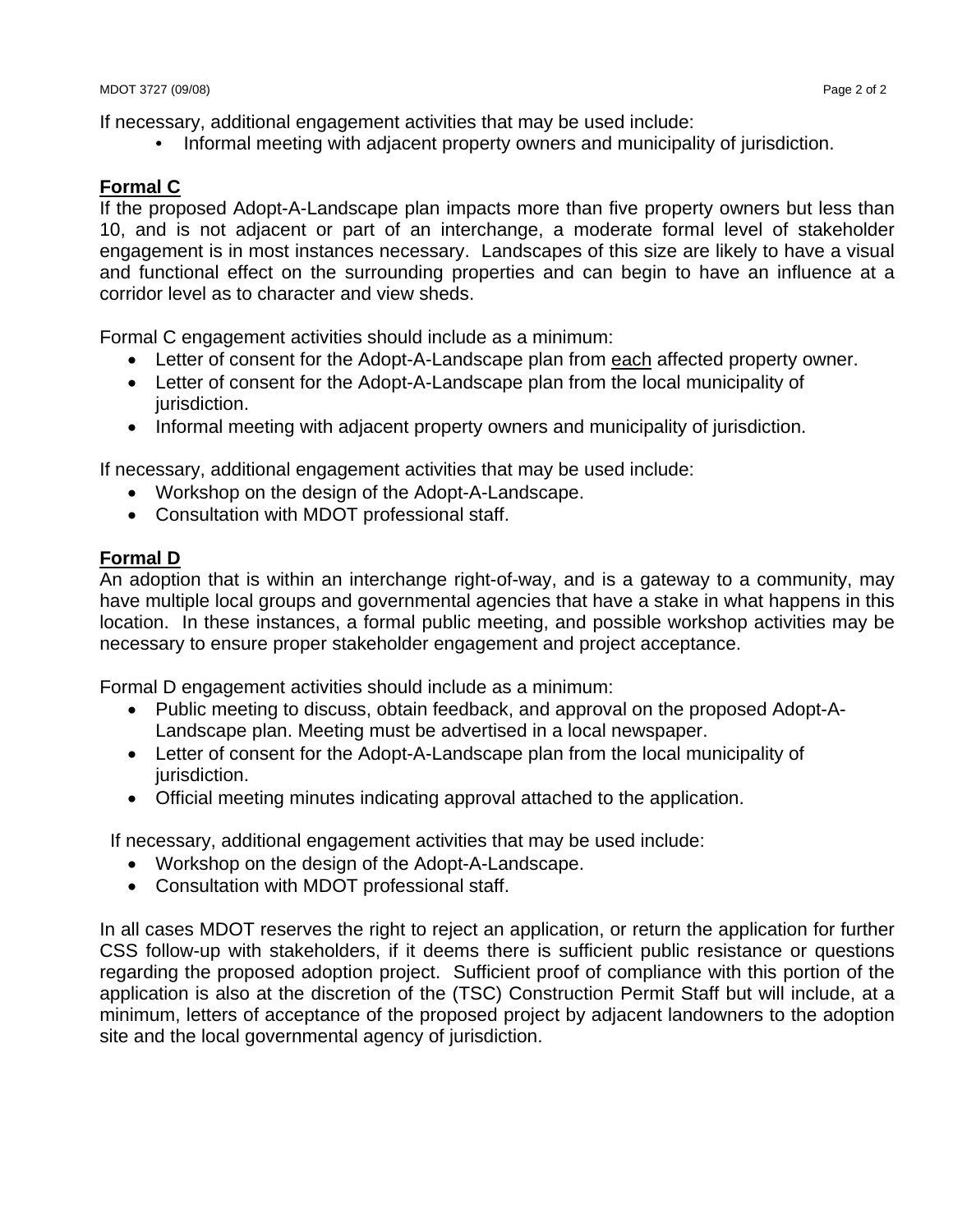If necessary, additional engagement activities that may be used include:

- Informal meeting with adjacent property owners and municipality of jurisdiction.

**Formal C**

If the proposed Adopt-A-Landscape plan impacts more than five property owners but less than 10, and is not adjacent or part of an interchange, a moderate formal level of stakeholder engagement is in most instances necessary. Landscapes of this size are likely to have a visual and functional effect on the surrounding properties and can begin to have an influence at a corridor level as to character and view sheds.

Formal C engagement activities should include as a minimum:

- Letter of consent for the Adopt-A-Landscape plan from <u>each</u> affected property owner.
- Letter of consent for the Adopt-A-Landscape plan from the local municipality of jurisdiction.
- Informal meeting with adjacent property owners and municipality of jurisdiction.

If necessary, additional engagement activities that may be used include:

- Workshop on the design of the Adopt-A-Landscape.
- Consultation with MDOT professional staff.

**Formal D**

An adoption that is within an interchange right-of-way, and is a gateway to a community, may have multiple local groups and governmental agencies that have a stake in what happens in this location. In these instances, a formal public meeting, and possible workshop activities may be necessary to ensure proper stakeholder engagement and project acceptance.

Formal D engagement activities should include as a minimum:

- Public meeting to discuss, obtain feedback, and approval on the proposed Adopt-A-Landscape plan. Meeting must be advertised in a local newspaper.
- Letter of consent for the Adopt-A-Landscape plan from the local municipality of jurisdiction.
- Official meeting minutes indicating approval attached to the application.

If necessary, additional engagement activities that may be used include:

- Workshop on the design of the Adopt-A-Landscape.
- Consultation with MDOT professional staff.

In all cases MDOT reserves the right to reject an application, or return the application for further CSS follow-up with stakeholders, if it deems there is sufficient public resistance or questions regarding the proposed adoption project. Sufficient proof of compliance with this portion of the application is also at the discretion of the (TSC) Construction Permit Staff but will include, at a minimum, letters of acceptance of the proposed project by adjacent landowners to the adoption site and the local governmental agency of jurisdiction.